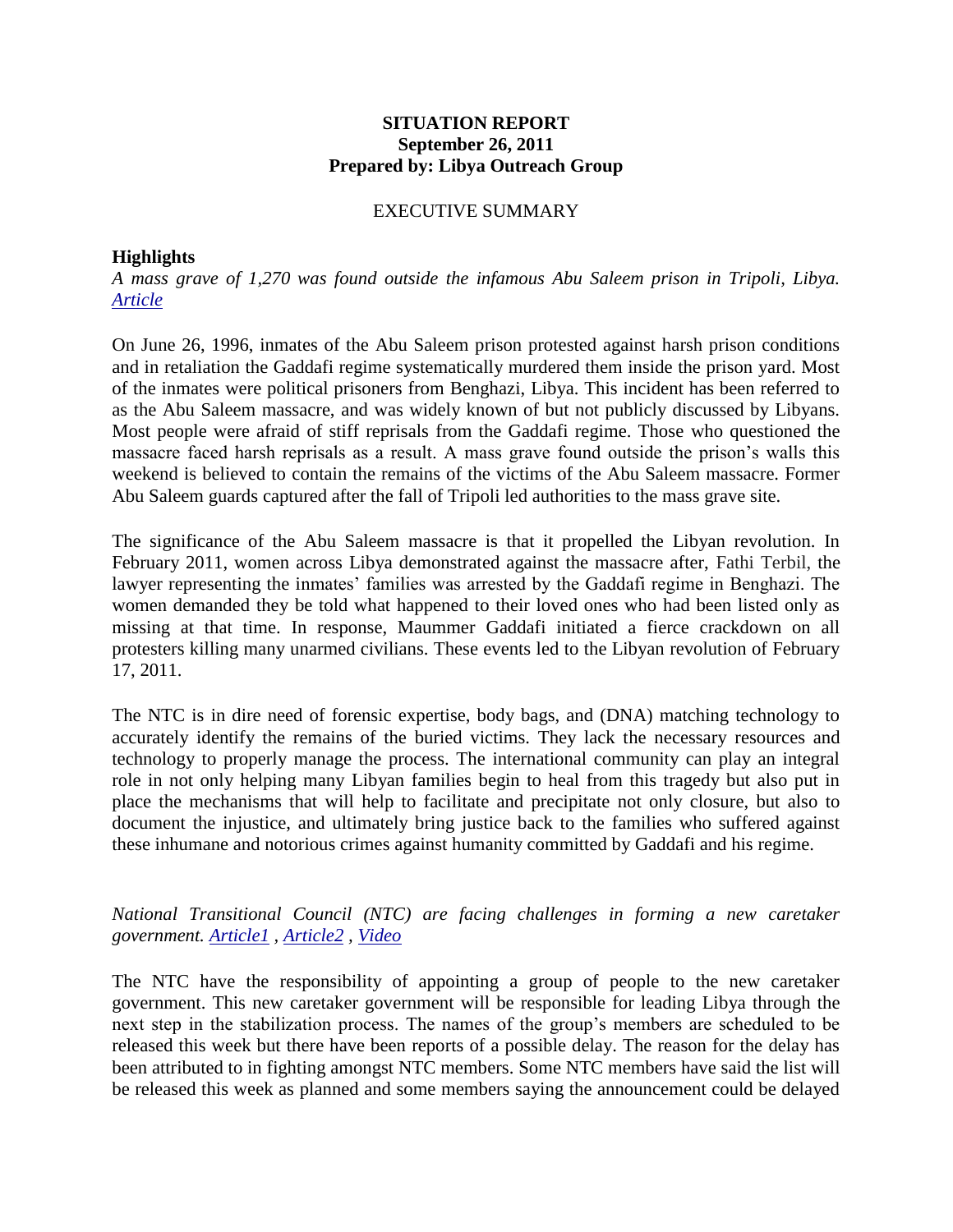**SITUATION REPORT**
**September 26, 2011**
**Prepared by: Libya Outreach Group**

EXECUTIVE SUMMARY

**Highlights**

*A mass grave of 1,270 was found outside the infamous Abu Saleem prison in Tripoli, Libya. Article*

On June 26, 1996, inmates of the Abu Saleem prison protested against harsh prison conditions and in retaliation the Gaddafi regime systematically murdered them inside the prison yard. Most of the inmates were political prisoners from Benghazi, Libya. This incident has been referred to as the Abu Saleem massacre, and was widely known of but not publicly discussed by Libyans. Most people were afraid of stiff reprisals from the Gaddafi regime. Those who questioned the massacre faced harsh reprisals as a result. A mass grave found outside the prison's walls this weekend is believed to contain the remains of the victims of the Abu Saleem massacre. Former Abu Saleem guards captured after the fall of Tripoli led authorities to the mass grave site.

The significance of the Abu Saleem massacre is that it propelled the Libyan revolution. In February 2011, women across Libya demonstrated against the massacre after, Fathi Terbil, the lawyer representing the inmates' families was arrested by the Gaddafi regime in Benghazi. The women demanded they be told what happened to their loved ones who had been listed only as missing at that time. In response, Maummer Gaddafi initiated a fierce crackdown on all protesters killing many unarmed civilians. These events led to the Libyan revolution of February 17, 2011.

The NTC is in dire need of forensic expertise, body bags, and (DNA) matching technology to accurately identify the remains of the buried victims. They lack the necessary resources and technology to properly manage the process. The international community can play an integral role in not only helping many Libyan families begin to heal from this tragedy but also put in place the mechanisms that will help to facilitate and precipitate not only closure, but also to document the injustice, and ultimately bring justice back to the families who suffered against these inhumane and notorious crimes against humanity committed by Gaddafi and his regime.

*National Transitional Council (NTC) are facing challenges in forming a new caretaker government. Article1 , Article2 , Video*

The NTC have the responsibility of appointing a group of people to the new caretaker government. This new caretaker government will be responsible for leading Libya through the next step in the stabilization process. The names of the group's members are scheduled to be released this week but there have been reports of a possible delay. The reason for the delay has been attributed to in fighting amongst NTC members. Some NTC members have said the list will be released this week as planned and some members saying the announcement could be delayed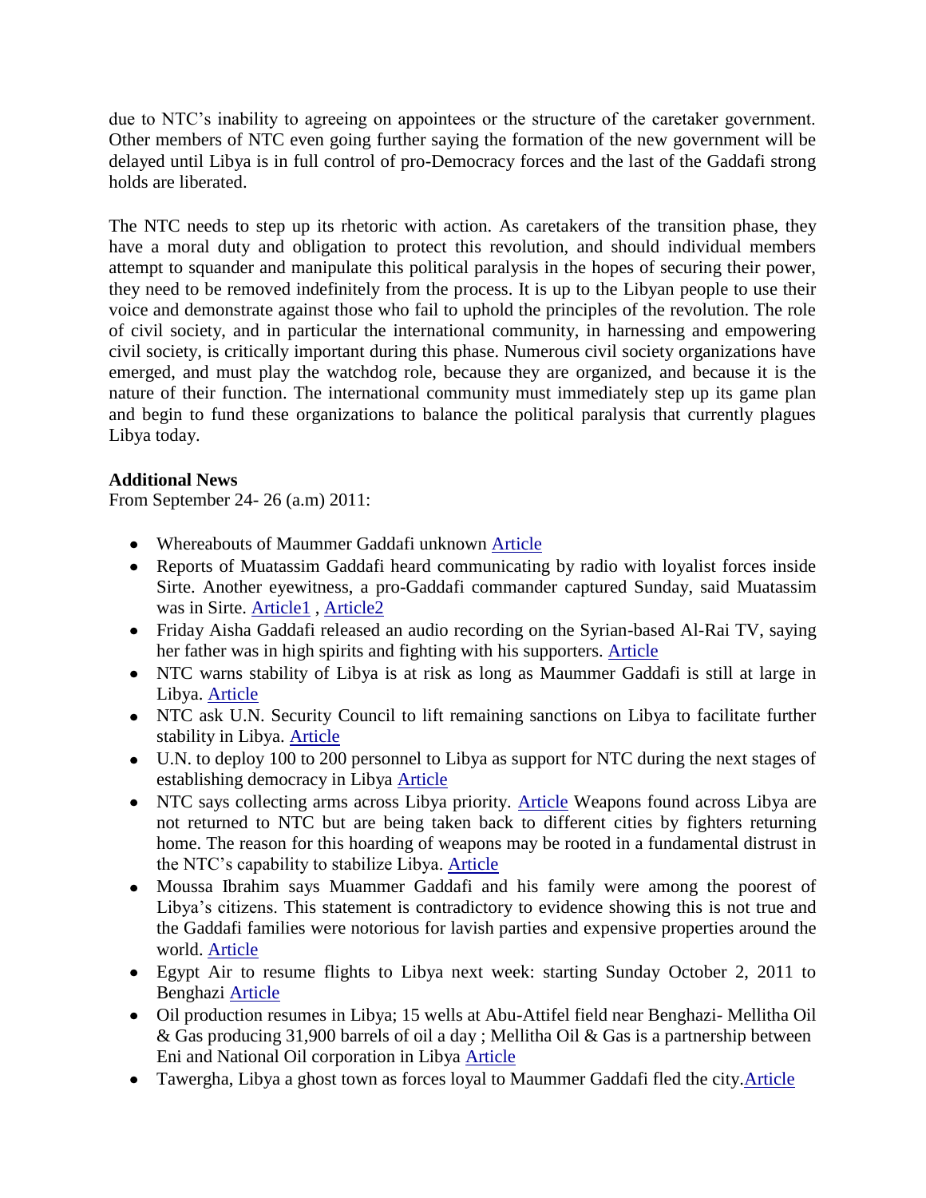due to NTC's inability to agreeing on appointees or the structure of the caretaker government. Other members of NTC even going further saying the formation of the new government will be delayed until Libya is in full control of pro-Democracy forces and the last of the Gaddafi strong holds are liberated.

The NTC needs to step up its rhetoric with action. As caretakers of the transition phase, they have a moral duty and obligation to protect this revolution, and should individual members attempt to squander and manipulate this political paralysis in the hopes of securing their power, they need to be removed indefinitely from the process. It is up to the Libyan people to use their voice and demonstrate against those who fail to uphold the principles of the revolution. The role of civil society, and in particular the international community, in harnessing and empowering civil society, is critically important during this phase. Numerous civil society organizations have emerged, and must play the watchdog role, because they are organized, and because it is the nature of their function. The international community must immediately step up its game plan and begin to fund these organizations to balance the political paralysis that currently plagues Libya today.

**Additional News**

From September 24- 26 (a.m) 2011:

- Whereabouts of Maummer Gaddafi unknown Article
- Reports of Muatassim Gaddafi heard communicating by radio with loyalist forces inside Sirte. Another eyewitness, a pro-Gaddafi commander captured Sunday, said Muatassim was in Sirte. Article1 , Article2
- Friday Aisha Gaddafi released an audio recording on the Syrian-based Al-Rai TV, saying her father was in high spirits and fighting with his supporters. Article
- NTC warns stability of Libya is at risk as long as Maummer Gaddafi is still at large in Libya. Article
- NTC ask U.N. Security Council to lift remaining sanctions on Libya to facilitate further stability in Libya. Article
- U.N. to deploy 100 to 200 personnel to Libya as support for NTC during the next stages of establishing democracy in Libya Article
- NTC says collecting arms across Libya priority. Article Weapons found across Libya are not returned to NTC but are being taken back to different cities by fighters returning home. The reason for this hoarding of weapons may be rooted in a fundamental distrust in the NTC's capability to stabilize Libya. Article
- Moussa Ibrahim says Muammer Gaddafi and his family were among the poorest of Libya's citizens. This statement is contradictory to evidence showing this is not true and the Gaddafi families were notorious for lavish parties and expensive properties around the world. Article
- Egypt Air to resume flights to Libya next week: starting Sunday October 2, 2011 to Benghazi Article
- Oil production resumes in Libya; 15 wells at Abu-Attifel field near Benghazi- Mellitha Oil & Gas producing 31,900 barrels of oil a day ; Mellitha Oil & Gas is a partnership between Eni and National Oil corporation in Libya Article
- Tawergha, Libya a ghost town as forces loyal to Maummer Gaddafi fled the city.Article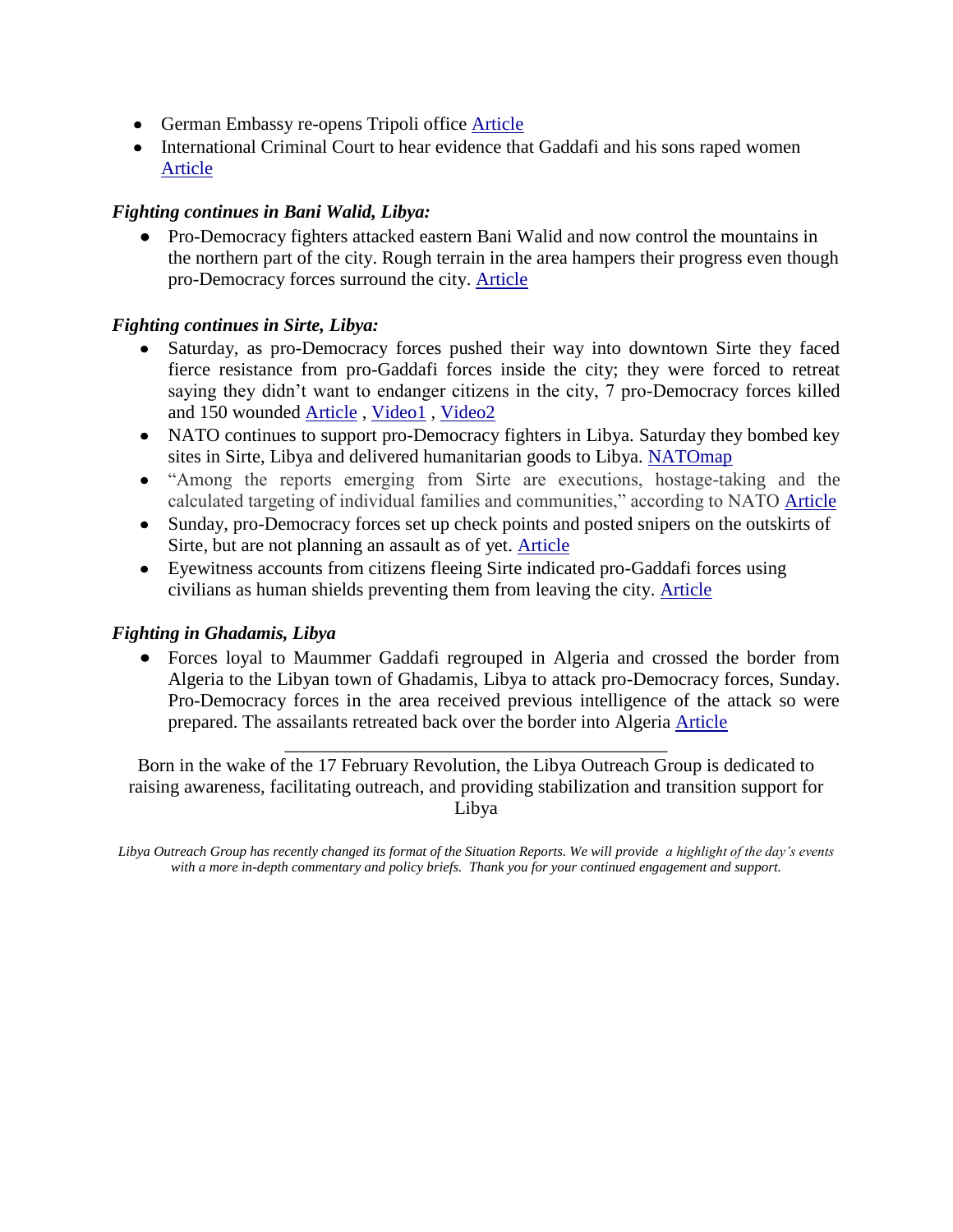- German Embassy re-opens Tripoli office Article
- International Criminal Court to hear evidence that Gaddafi and his sons raped women Article

***Fighting continues in Bani Walid, Libya:***

- Pro-Democracy fighters attacked eastern Bani Walid and now control the mountains in the northern part of the city. Rough terrain in the area hampers their progress even though pro-Democracy forces surround the city. Article

***Fighting continues in Sirte, Libya:***

- Saturday, as pro-Democracy forces pushed their way into downtown Sirte they faced fierce resistance from pro-Gaddafi forces inside the city; they were forced to retreat saying they didn't want to endanger citizens in the city, 7 pro-Democracy forces killed and 150 wounded Article , Video1 , Video2
- NATO continues to support pro-Democracy fighters in Libya. Saturday they bombed key sites in Sirte, Libya and delivered humanitarian goods to Libya. NATOmap
- "Among the reports emerging from Sirte are executions, hostage-taking and the calculated targeting of individual families and communities," according to NATO Article
- Sunday, pro-Democracy forces set up check points and posted snipers on the outskirts of Sirte, but are not planning an assault as of yet. Article
- Eyewitness accounts from citizens fleeing Sirte indicated pro-Gaddafi forces using civilians as human shields preventing them from leaving the city. Article

***Fighting in Ghadamis, Libya***

- Forces loyal to Maummer Gaddafi regrouped in Algeria and crossed the border from Algeria to the Libyan town of Ghadamis, Libya to attack pro-Democracy forces, Sunday. Pro-Democracy forces in the area received previous intelligence of the attack so were prepared. The assailants retreated back over the border into Algeria Article

---

Born in the wake of the 17 February Revolution, the Libya Outreach Group is dedicated to raising awareness, facilitating outreach, and providing stabilization and transition support for Libya

*Libya Outreach Group has recently changed its format of the Situation Reports. We will provide a highlight of the day's events with a more in-depth commentary and policy briefs. Thank you for your continued engagement and support.*